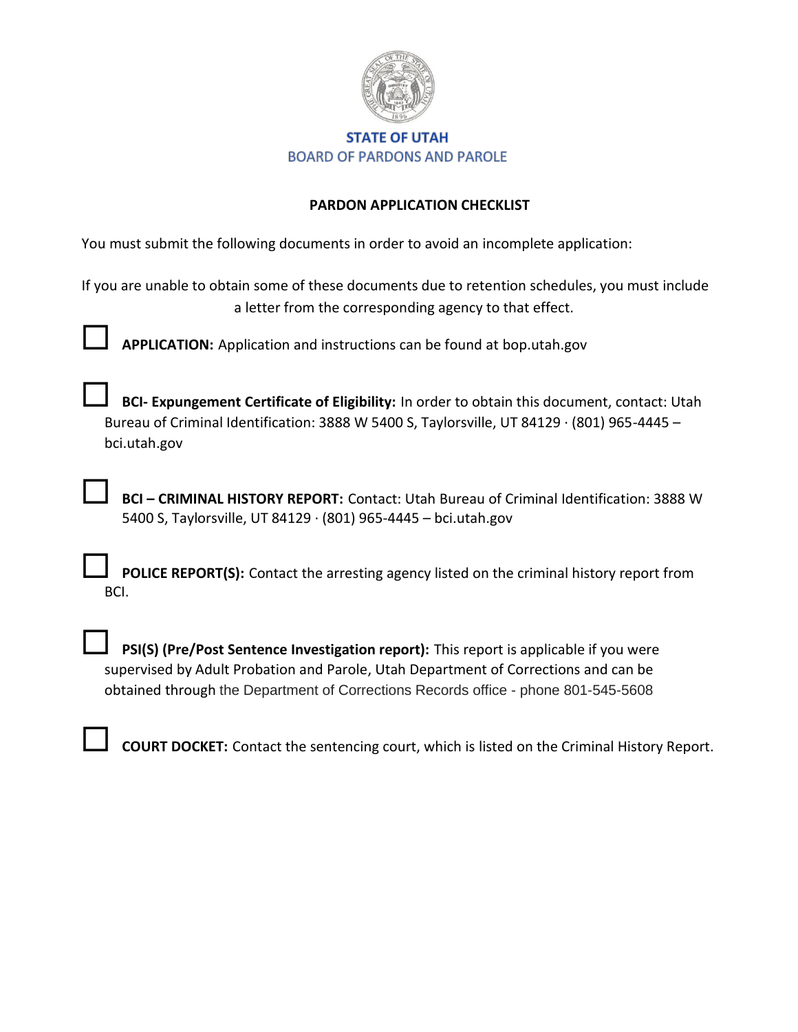**STATE OF UTAH**
BOARD OF PARDONS AND PAROLE

## PARDON APPLICATION CHECKLIST

You must submit the following documents in order to avoid an incomplete application:

If you are unable to obtain some of these documents due to retention schedules, you must include a letter from the corresponding agency to that effect.

☐ **APPLICATION:** Application and instructions can be found at bop.utah.gov

☐ **BCI- Expungement Certificate of Eligibility:** In order to obtain this document, contact: Utah Bureau of Criminal Identification: 3888 W 5400 S, Taylorsville, UT 84129 · (801) 965-4445 – bci.utah.gov

☐ **BCI – CRIMINAL HISTORY REPORT:** Contact: Utah Bureau of Criminal Identification: 3888 W 5400 S, Taylorsville, UT 84129 · (801) 965-4445 – bci.utah.gov

☐ **POLICE REPORT(S):** Contact the arresting agency listed on the criminal history report from BCI.

☐ **PSI(S) (Pre/Post Sentence Investigation report):** This report is applicable if you were supervised by Adult Probation and Parole, Utah Department of Corrections and can be obtained through the Department of Corrections Records office - phone 801-545-5608

☐ **COURT DOCKET:** Contact the sentencing court, which is listed on the Criminal History Report.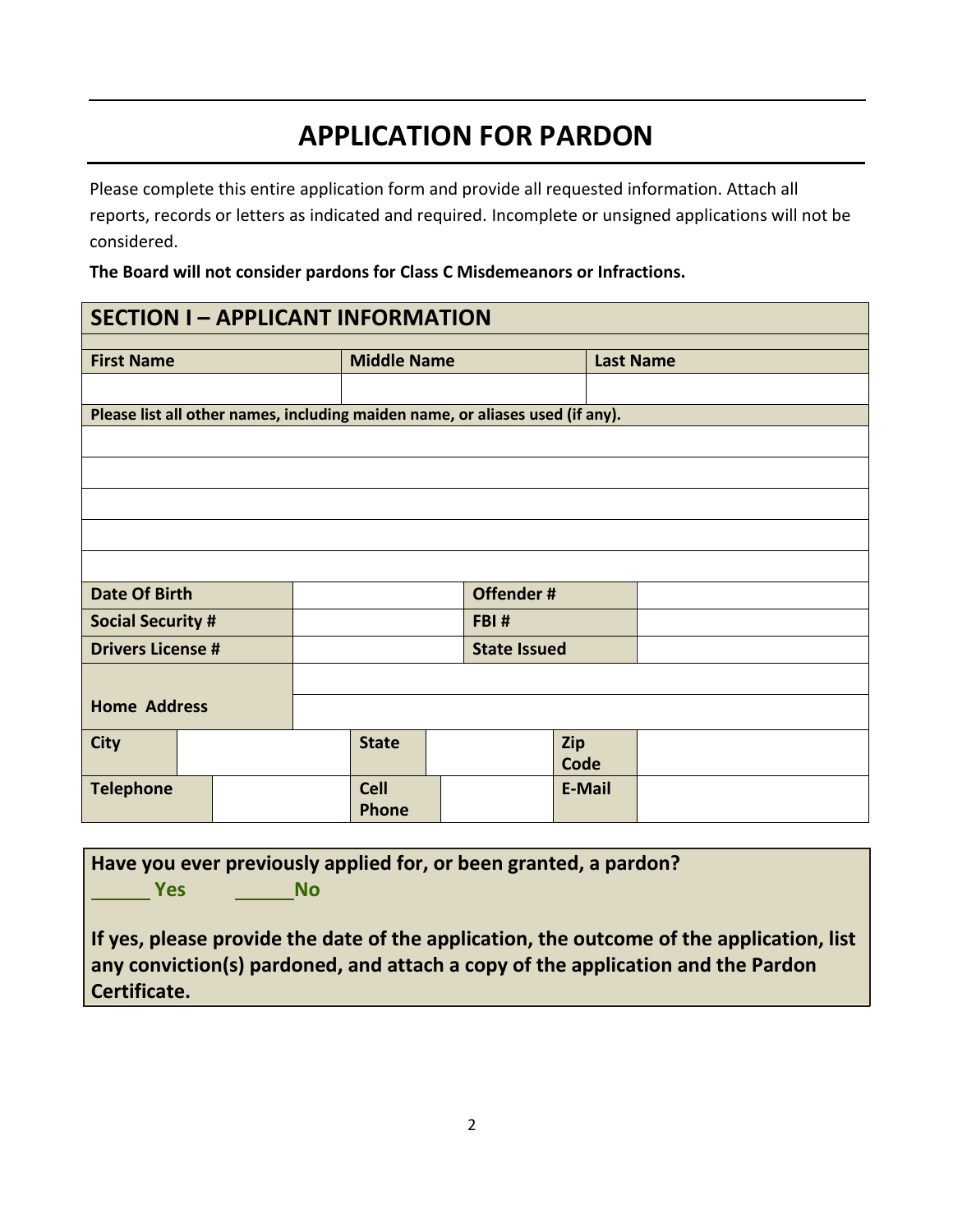# APPLICATION FOR PARDON

Please complete this entire application form and provide all requested information. Attach all reports, records or letters as indicated and required. Incomplete or unsigned applications will not be considered.

**The Board will not consider pardons for Class C Misdemeanors or Infractions.**

## SECTION I – APPLICANT INFORMATION

| First Name | Middle Name | Last Name |
|---|---|---|
| | | |

**Please list all other names, including maiden name, or aliases used (if any).**

| |
|---|
| |
| |
| |
| |
| |

| | | | |
|---|---|---|---|
| **Date Of Birth** | | **Offender #** | |
| **Social Security #** | | **FBI #** | |
| **Drivers License #** | | **State Issued** | |

| | |
|---|---|
| **Home Address** | |
| | |

| | | | | | |
|---|---|---|---|---|---|
| **City** | | **State** | | **Zip Code** | |
| **Telephone** | | **Cell Phone** | | **E-Mail** | |

**Have you ever previously applied for, or been granted, a pardon?**
**______ Yes ______No**

**If yes, please provide the date of the application, the outcome of the application, list any conviction(s) pardoned, and attach a copy of the application and the Pardon Certificate.**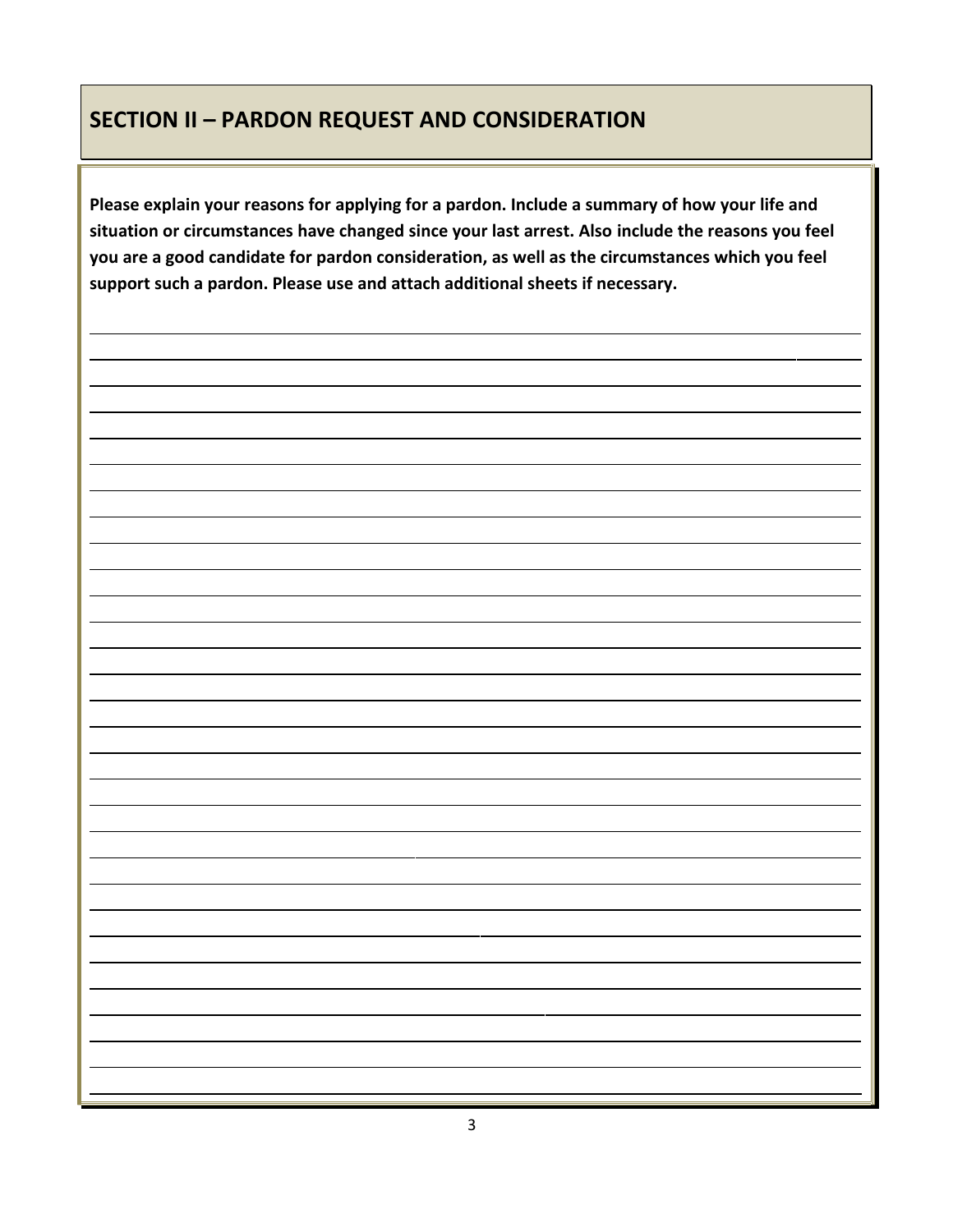## SECTION II – PARDON REQUEST AND CONSIDERATION

**Please explain your reasons for applying for a pardon. Include a summary of how your life and situation or circumstances have changed since your last arrest. Also include the reasons you feel you are a good candidate for pardon consideration, as well as the circumstances which you feel support such a pardon. Please use and attach additional sheets if necessary.**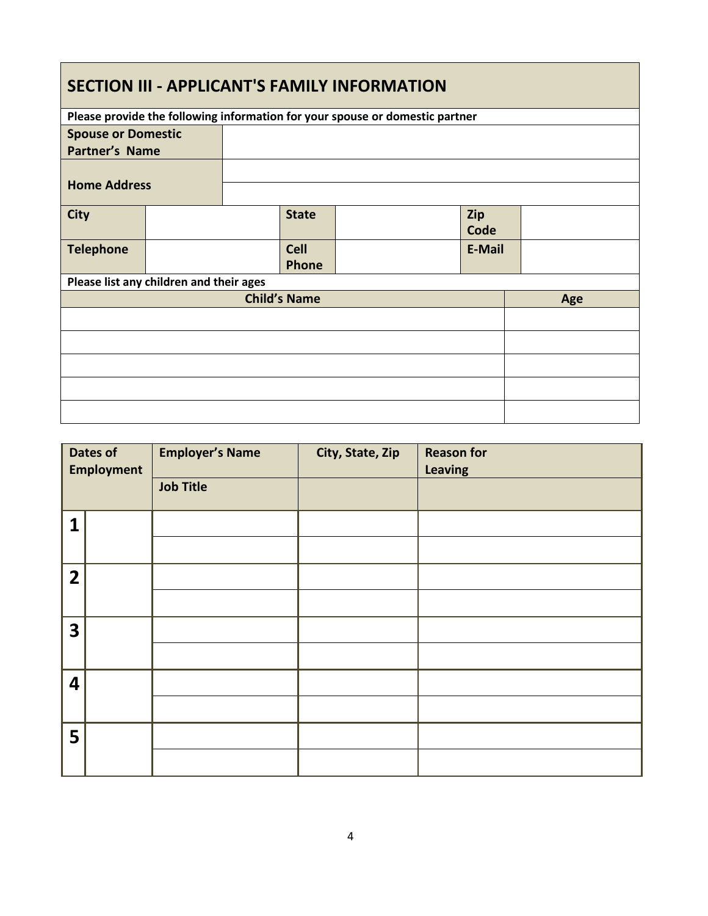## SECTION III - APPLICANT'S FAMILY INFORMATION

**Please provide the following information for your spouse or domestic partner**

| | | | | | |
|---|---|---|---|---|---|
| **Spouse or Domestic Partner's Name** | | | | | |
| **Home Address** | | | | | |
| | | | | | |
| **City** | | **State** | | **Zip Code** | |
| **Telephone** | | **Cell Phone** | | **E-Mail** | |

**Please list any children and their ages**

| Child's Name | Age |
|---|---|
| | |
| | |
| | |
| | |
| | |

| Dates of Employment | | Employer's Name / Job Title | City, State, Zip | Reason for Leaving |
|---|---|---|---|---|
| **1** | | | | |
| | | | | |
| **2** | | | | |
| | | | | |
| **3** | | | | |
| | | | | |
| **4** | | | | |
| | | | | |
| **5** | | | | |
| | | | | |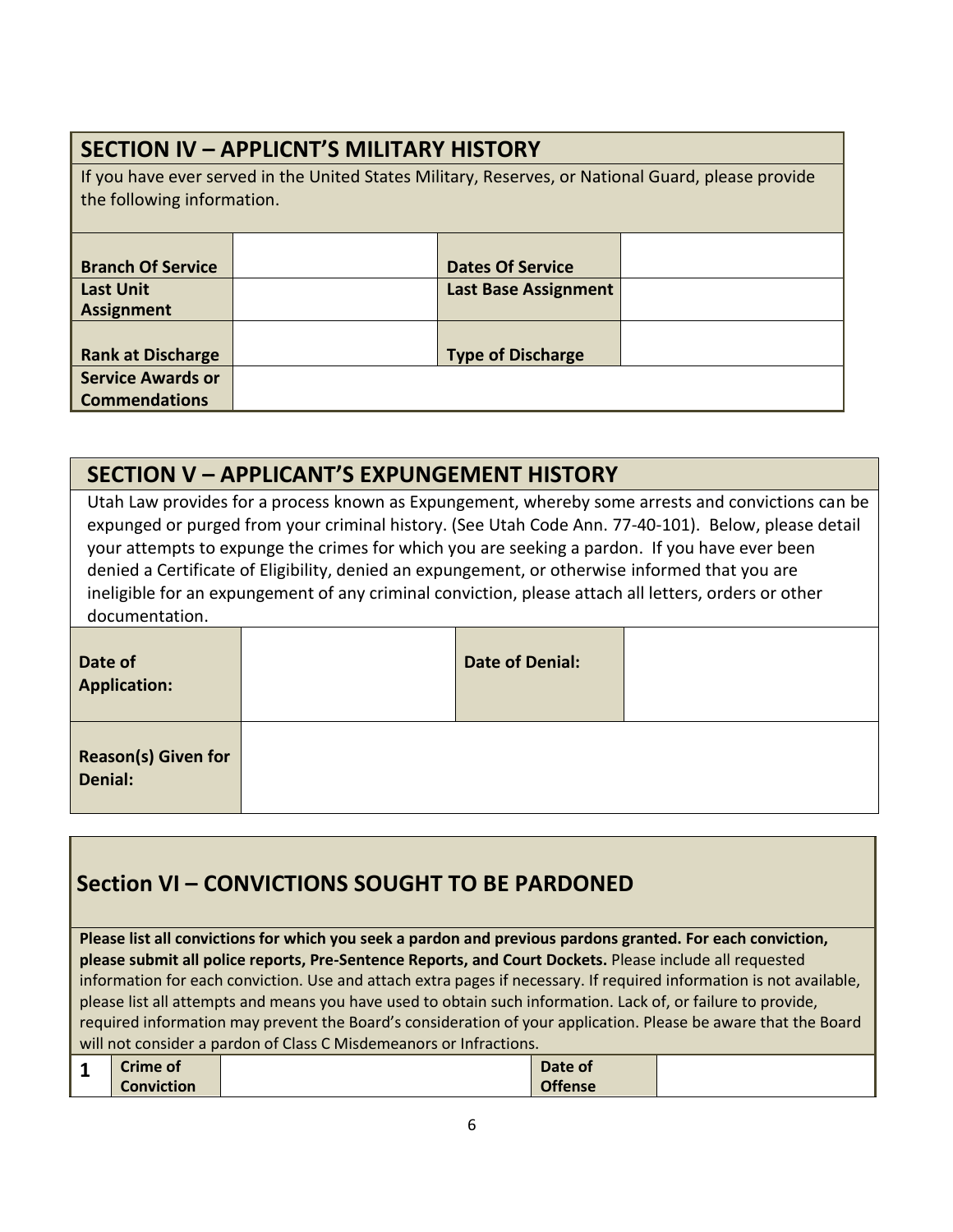## SECTION IV – APPLICNT'S MILITARY HISTORY

If you have ever served in the United States Military, Reserves, or National Guard, please provide the following information.

| | | | |
|---|---|---|---|
| **Branch Of Service** | | **Dates Of Service** | |
| **Last Unit Assignment** | | **Last Base Assignment** | |
| **Rank at Discharge** | | **Type of Discharge** | |
| **Service Awards or Commendations** | | | |

## SECTION V – APPLICANT'S EXPUNGEMENT HISTORY

Utah Law provides for a process known as Expungement, whereby some arrests and convictions can be expunged or purged from your criminal history. (See Utah Code Ann. 77-40-101). Below, please detail your attempts to expunge the crimes for which you are seeking a pardon. If you have ever been denied a Certificate of Eligibility, denied an expungement, or otherwise informed that you are ineligible for an expungement of any criminal conviction, please attach all letters, orders or other documentation.

| | | | |
|---|---|---|---|
| **Date of Application:** | | **Date of Denial:** | |
| **Reason(s) Given for Denial:** | | | |

## Section VI – CONVICTIONS SOUGHT TO BE PARDONED

**Please list all convictions for which you seek a pardon and previous pardons granted. For each conviction, please submit all police reports, Pre-Sentence Reports, and Court Dockets.** Please include all requested information for each conviction. Use and attach extra pages if necessary. If required information is not available, please list all attempts and means you have used to obtain such information. Lack of, or failure to provide, required information may prevent the Board's consideration of your application. Please be aware that the Board will not consider a pardon of Class C Misdemeanors or Infractions.

| | | | | |
|---|---|---|---|---|
| **1** | **Crime of Conviction** | | **Date of Offense** | |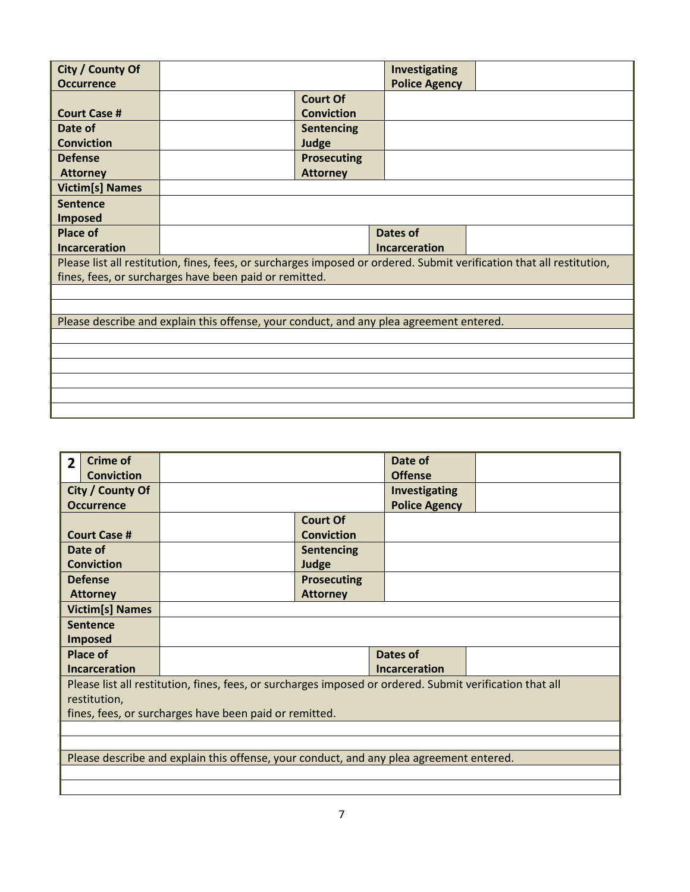| City / County Of Occurrence | | Investigating Police Agency | |
|---|---|---|---|
| Court Case # | | Court Of Conviction | |
| Date of Conviction | | Sentencing Judge | |
| Defense Attorney | | Prosecuting Attorney | |
| Victim[s] Names | | | |
| Sentence Imposed | | | |
| Place of Incarceration | | Dates of Incarceration | |

Please list all restitution, fines, fees, or surcharges imposed or ordered. Submit verification that all restitution, fines, fees, or surcharges have been paid or remitted.

Please describe and explain this offense, your conduct, and any plea agreement entered.

| 2 | Crime of Conviction | | Date of Offense | |
|---|---|---|---|---|
| | City / County Of Occurrence | | Investigating Police Agency | |
| | Court Case # | | Court Of Conviction | |
| | Date of Conviction | | Sentencing Judge | |
| | Defense Attorney | | Prosecuting Attorney | |
| | Victim[s] Names | | | |
| | Sentence Imposed | | | |
| | Place of Incarceration | | Dates of Incarceration | |

Please list all restitution, fines, fees, or surcharges imposed or ordered. Submit verification that all restitution, fines, fees, or surcharges have been paid or remitted.

Please describe and explain this offense, your conduct, and any plea agreement entered.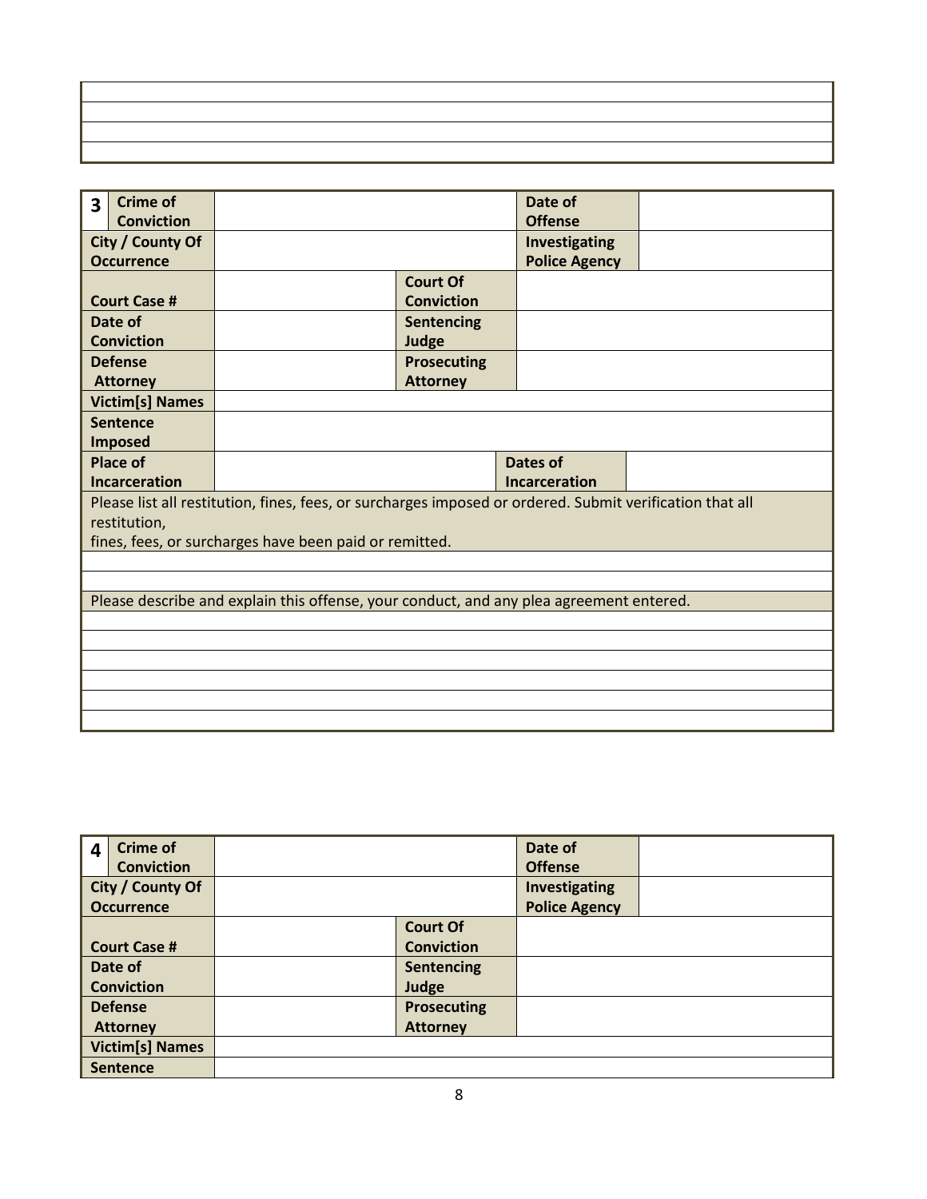| |
|---|
| |
| |
| |
| |

| 3 | Crime of Conviction | | | Date of Offense | |
|---|---|---|---|---|---|
| City / County Of Occurrence | | | | Investigating Police Agency | |
| Court Case # | | | Court Of Conviction | | |
| Date of Conviction | | | Sentencing Judge | | |
| Defense Attorney | | | Prosecuting Attorney | | |
| Victim[s] Names | | | | | |
| Sentence Imposed | | | | | |
| Place of Incarceration | | | | Dates of Incarceration | |
| Please list all restitution, fines, fees, or surcharges imposed or ordered. Submit verification that all restitution, fines, fees, or surcharges have been paid or remitted. | | | | | |
| | | | | | |
| | | | | | |
| Please describe and explain this offense, your conduct, and any plea agreement entered. | | | | | |
| | | | | | |
| | | | | | |
| | | | | | |
| | | | | | |
| | | | | | |
| | | | | | |

| 4 | Crime of Conviction | | | Date of Offense | |
|---|---|---|---|---|---|
| City / County Of Occurrence | | | | Investigating Police Agency | |
| Court Case # | | | Court Of Conviction | | |
| Date of Conviction | | | Sentencing Judge | | |
| Defense Attorney | | | Prosecuting Attorney | | |
| Victim[s] Names | | | | | |
| Sentence | | | | | |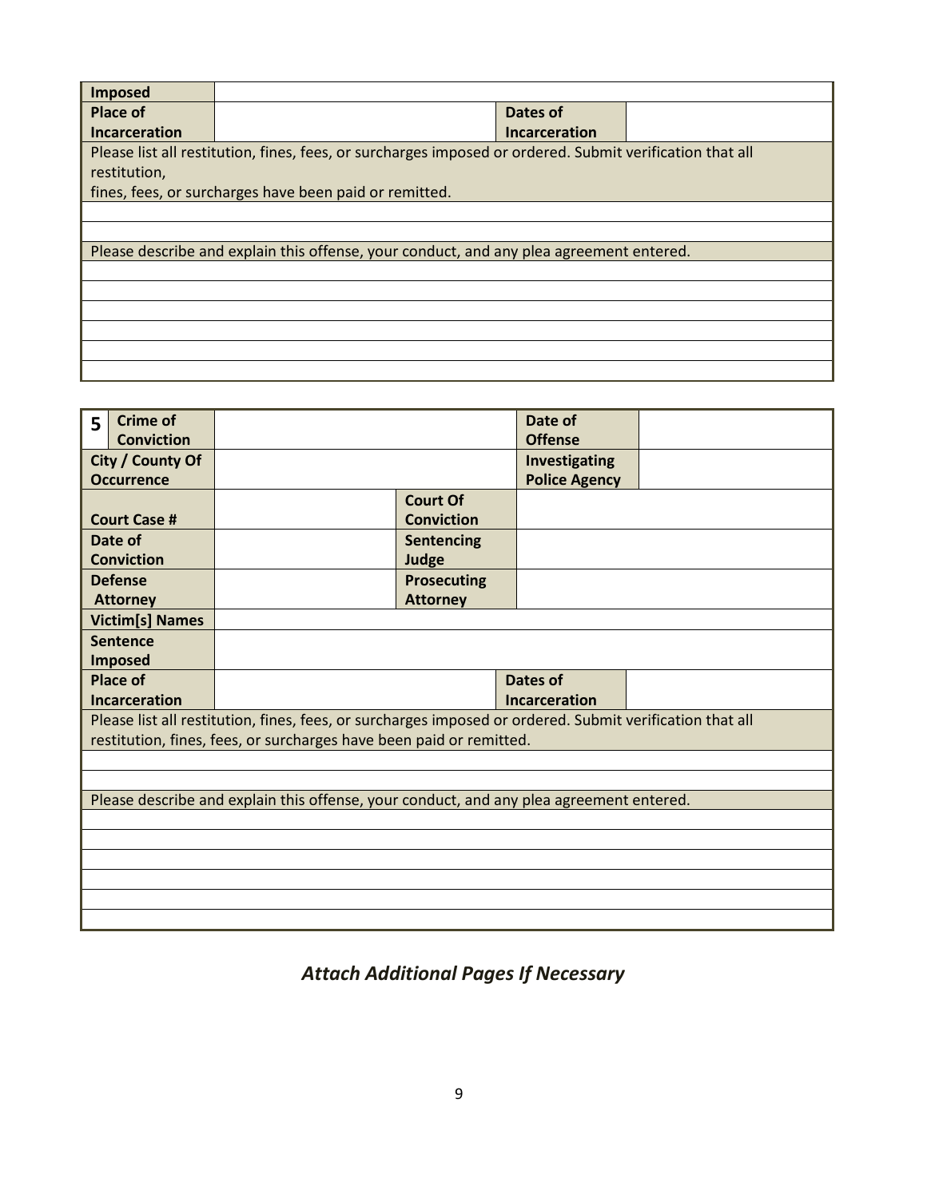| Imposed | | | |
|---|---|---|---|
| Place of Incarceration | | Dates of Incarceration | |
| Please list all restitution, fines, fees, or surcharges imposed or ordered. Submit verification that all restitution, fines, fees, or surcharges have been paid or remitted. | | | |
| | | | |
| | | | |
| Please describe and explain this offense, your conduct, and any plea agreement entered. | | | |
| | | | |
| | | | |
| | | | |
| | | | |
| | | | |
| | | | |

| 5 Crime of Conviction | | | Date of Offense | |
|---|---|---|---|---|
| City / County Of Occurrence | | | Investigating Police Agency | |
| Court Case # | | Court Of Conviction | | |
| Date of Conviction | | Sentencing Judge | | |
| Defense Attorney | | Prosecuting Attorney | | |
| Victim[s] Names | | | | |
| Sentence Imposed | | | | |
| Place of Incarceration | | | Dates of Incarceration | |
| Please list all restitution, fines, fees, or surcharges imposed or ordered. Submit verification that all restitution, fines, fees, or surcharges have been paid or remitted. | | | | |
| | | | | |
| | | | | |
| Please describe and explain this offense, your conduct, and any plea agreement entered. | | | | |
| | | | | |
| | | | | |
| | | | | |
| | | | | |
| | | | | |
| | | | | |

***Attach Additional Pages If Necessary***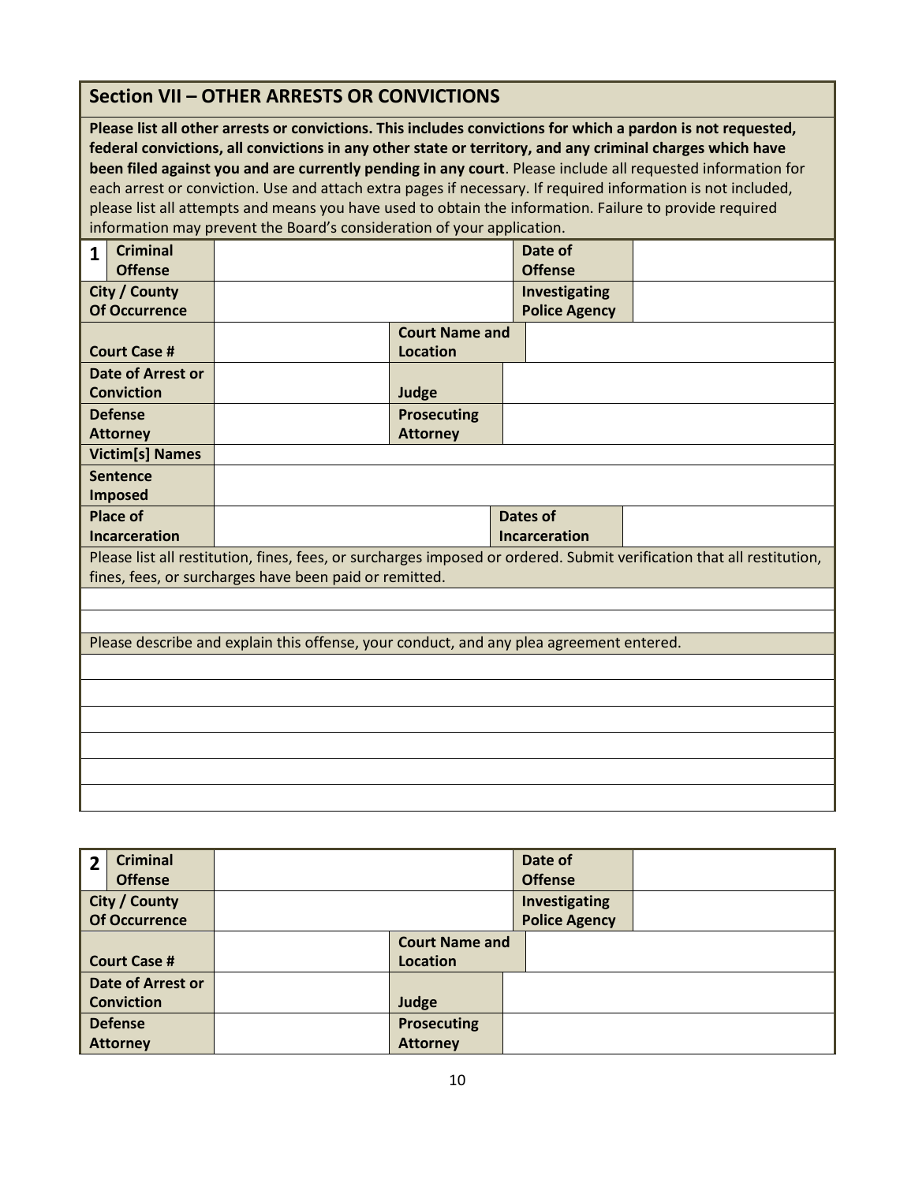## Section VII – OTHER ARRESTS OR CONVICTIONS

**Please list all other arrests or convictions. This includes convictions for which a pardon is not requested, federal convictions, all convictions in any other state or territory, and any criminal charges which have been filed against you and are currently pending in any court**. Please include all requested information for each arrest or conviction. Use and attach extra pages if necessary. If required information is not included, please list all attempts and means you have used to obtain the information. Failure to provide required information may prevent the Board's consideration of your application.

| **1 Criminal Offense** | | **Date of Offense** | |
|---|---|---|---|
| **City / County Of Occurrence** | | **Investigating Police Agency** | |
| **Court Case #** | | **Court Name and Location** | |
| **Date of Arrest or Conviction** | | **Judge** | |
| **Defense Attorney** | | **Prosecuting Attorney** | |
| **Victim[s] Names** | | | |
| **Sentence Imposed** | | | |
| **Place of Incarceration** | | **Dates of Incarceration** | |

Please list all restitution, fines, fees, or surcharges imposed or ordered. Submit verification that all restitution, fines, fees, or surcharges have been paid or remitted.

Please describe and explain this offense, your conduct, and any plea agreement entered.

| **2 Criminal Offense** | | **Date of Offense** | |
|---|---|---|---|
| **City / County Of Occurrence** | | **Investigating Police Agency** | |
| **Court Case #** | | **Court Name and Location** | |
| **Date of Arrest or Conviction** | | **Judge** | |
| **Defense Attorney** | | **Prosecuting Attorney** | |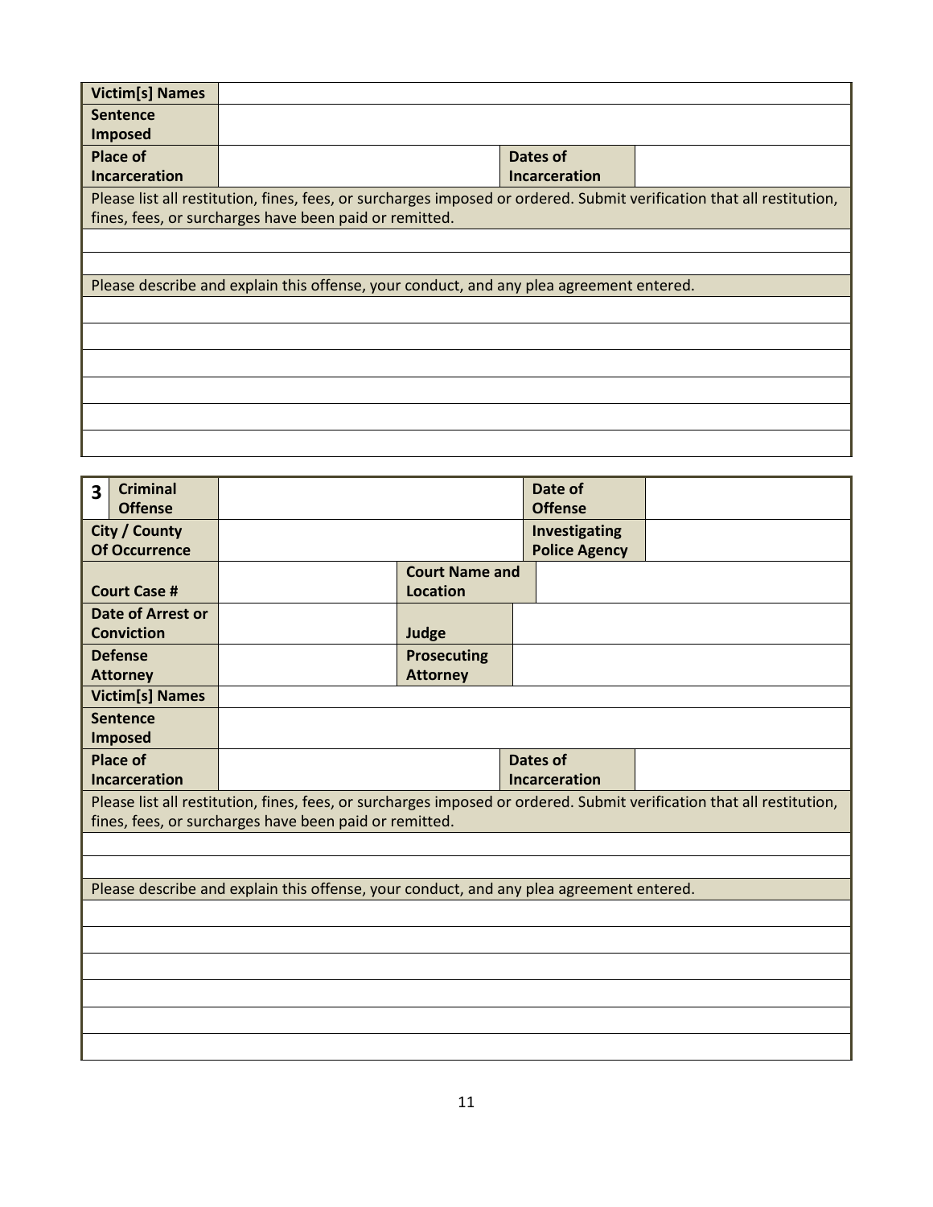| Victim[s] Names | | | |
|---|---|---|---|
| Sentence Imposed | | | |
| Place of Incarceration | | Dates of Incarceration | |

| Please list all restitution, fines, fees, or surcharges imposed or ordered. Submit verification that all restitution, fines, fees, or surcharges have been paid or remitted. |
|---|
| |
| |

| Please describe and explain this offense, your conduct, and any plea agreement entered. |
|---|
| |
| |
| |
| |
| |
| |

| 3 Criminal Offense | | Date of Offense | |
|---|---|---|---|
| City / County Of Occurrence | | Investigating Police Agency | |
| Court Case # | | Court Name and Location | |
| Date of Arrest or Conviction | | Judge | |
| Defense Attorney | | Prosecuting Attorney | |
| Victim[s] Names | | | |
| Sentence Imposed | | | |
| Place of Incarceration | | Dates of Incarceration | |

| Please list all restitution, fines, fees, or surcharges imposed or ordered. Submit verification that all restitution, fines, fees, or surcharges have been paid or remitted. |
|---|
| |
| |

| Please describe and explain this offense, your conduct, and any plea agreement entered. |
|---|
| |
| |
| |
| |
| |
| |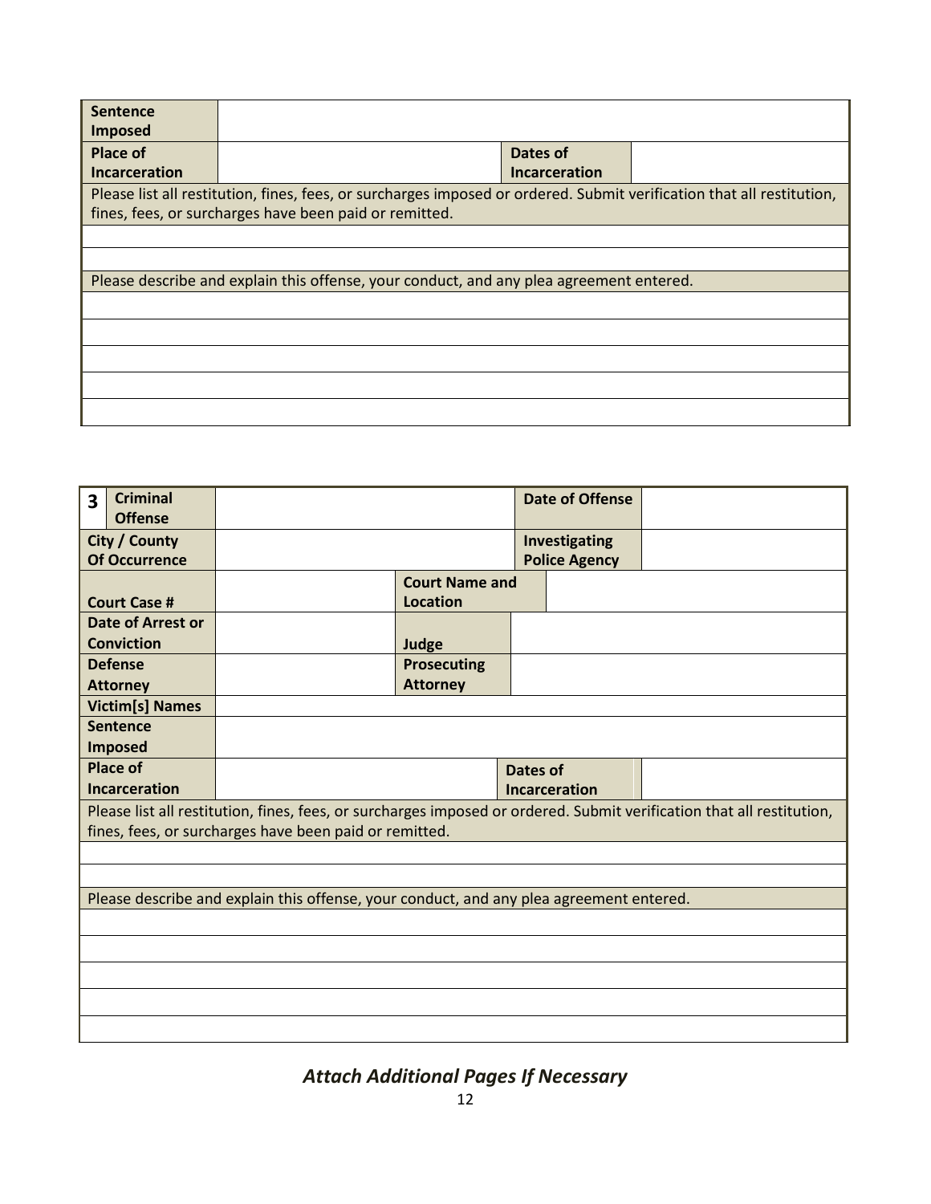| Sentence Imposed | | | |
|---|---|---|---|
| Place of Incarceration | | Dates of Incarceration | |
| Please list all restitution, fines, fees, or surcharges imposed or ordered. Submit verification that all restitution, fines, fees, or surcharges have been paid or remitted. | | | |
| | | | |
| | | | |
| Please describe and explain this offense, your conduct, and any plea agreement entered. | | | |
| | | | |
| | | | |
| | | | |
| | | | |
| | | | |

| 3 Criminal Offense | | | Date of Offense | |
|---|---|---|---|---|
| City / County Of Occurrence | | | Investigating Police Agency | |
| Court Case # | | Court Name and Location | | |
| Date of Arrest or Conviction | | Judge | | |
| Defense Attorney | | Prosecuting Attorney | | |
| Victim[s] Names | | | | |
| Sentence Imposed | | | | |
| Place of Incarceration | | | Dates of Incarceration | |
| Please list all restitution, fines, fees, or surcharges imposed or ordered. Submit verification that all restitution, fines, fees, or surcharges have been paid or remitted. | | | | |
| | | | | |
| | | | | |
| Please describe and explain this offense, your conduct, and any plea agreement entered. | | | | |
| | | | | |
| | | | | |
| | | | | |
| | | | | |
| | | | | |

***Attach Additional Pages If Necessary***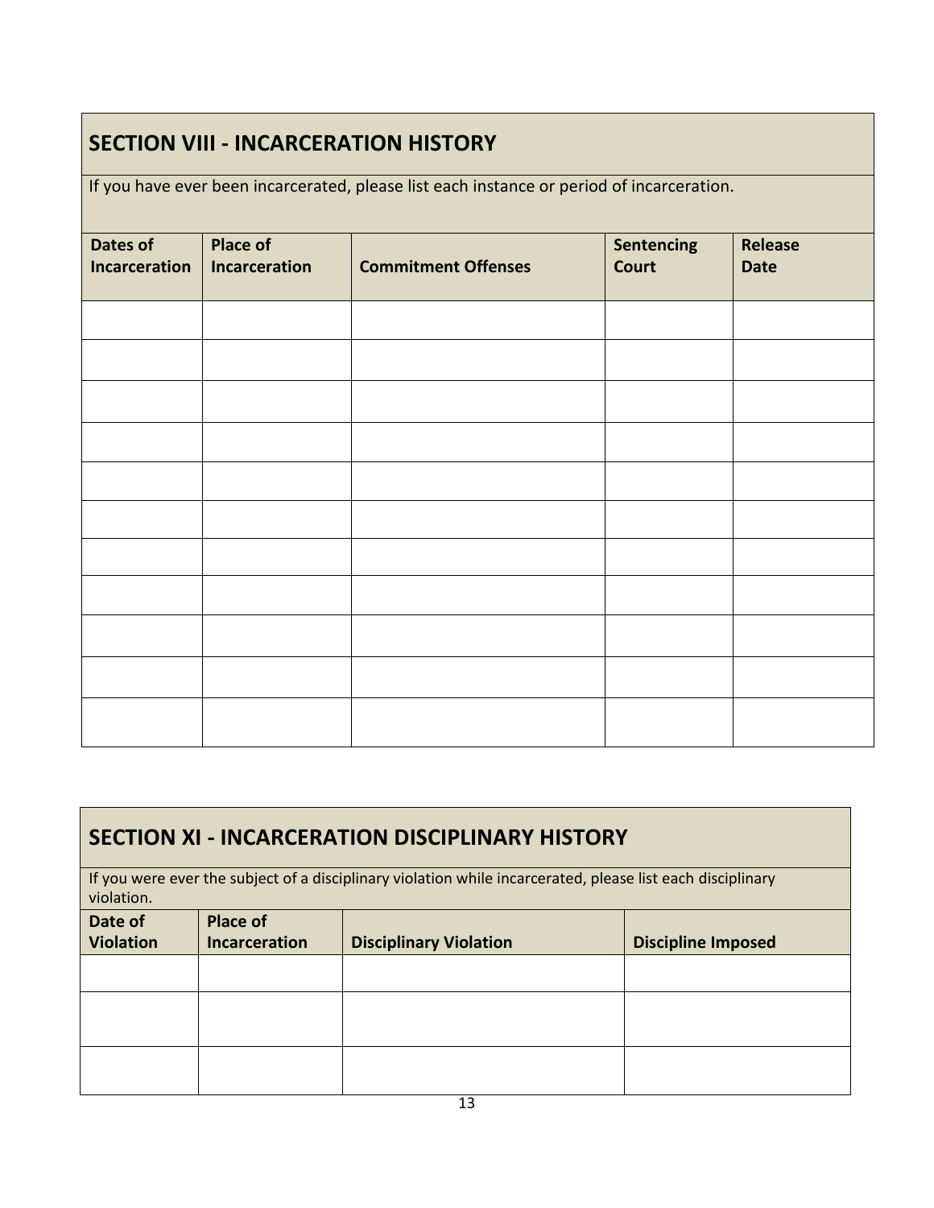## SECTION VIII - INCARCERATION HISTORY

If you have ever been incarcerated, please list each instance or period of incarceration.

| Dates of Incarceration | Place of Incarceration | Commitment Offenses | Sentencing Court | Release Date |
|---|---|---|---|---|
| | | | | |
| | | | | |
| | | | | |
| | | | | |
| | | | | |
| | | | | |
| | | | | |
| | | | | |
| | | | | |
| | | | | |
| | | | | |

## SECTION XI - INCARCERATION DISCIPLINARY HISTORY

If you were ever the subject of a disciplinary violation while incarcerated, please list each disciplinary violation.

| Date of Violation | Place of Incarceration | Disciplinary Violation | Discipline Imposed |
|---|---|---|---|
| | | | |
| | | | |
| | | | |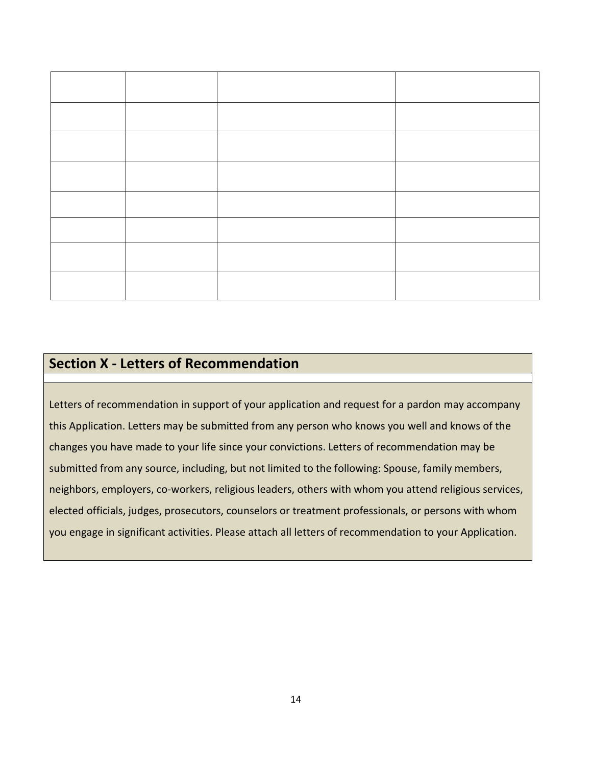| | | | |
|---|---|---|---|
| | | | |
| | | | |
| | | | |
| | | | |
| | | | |
| | | | |
| | | | |

## Section X - Letters of Recommendation

Letters of recommendation in support of your application and request for a pardon may accompany this Application. Letters may be submitted from any person who knows you well and knows of the changes you have made to your life since your convictions. Letters of recommendation may be submitted from any source, including, but not limited to the following: Spouse, family members, neighbors, employers, co-workers, religious leaders, others with whom you attend religious services, elected officials, judges, prosecutors, counselors or treatment professionals, or persons with whom you engage in significant activities. Please attach all letters of recommendation to your Application.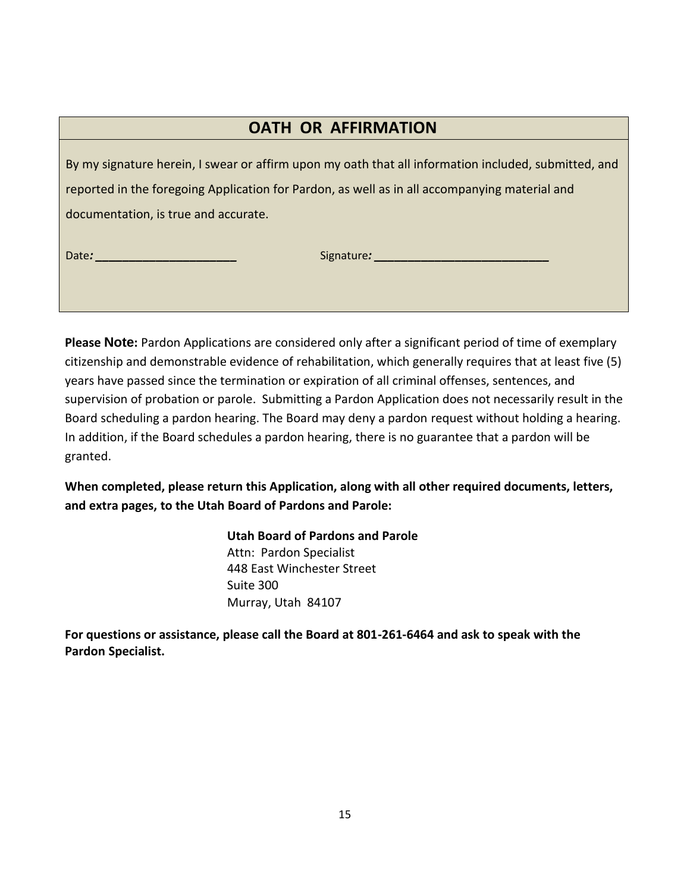## OATH OR AFFIRMATION

By my signature herein, I swear or affirm upon my oath that all information included, submitted, and reported in the foregoing Application for Pardon, as well as in all accompanying material and documentation, is true and accurate.

Date***:*** ______________________ Signature***:*** __________________________

**Please Note:** Pardon Applications are considered only after a significant period of time of exemplary citizenship and demonstrable evidence of rehabilitation, which generally requires that at least five (5) years have passed since the termination or expiration of all criminal offenses, sentences, and supervision of probation or parole. Submitting a Pardon Application does not necessarily result in the Board scheduling a pardon hearing. The Board may deny a pardon request without holding a hearing. In addition, if the Board schedules a pardon hearing, there is no guarantee that a pardon will be granted.

**When completed, please return this Application, along with all other required documents, letters, and extra pages, to the Utah Board of Pardons and Parole:**

**Utah Board of Pardons and Parole**
Attn: Pardon Specialist
448 East Winchester Street
Suite 300
Murray, Utah 84107

**For questions or assistance, please call the Board at 801-261-6464 and ask to speak with the Pardon Specialist.**